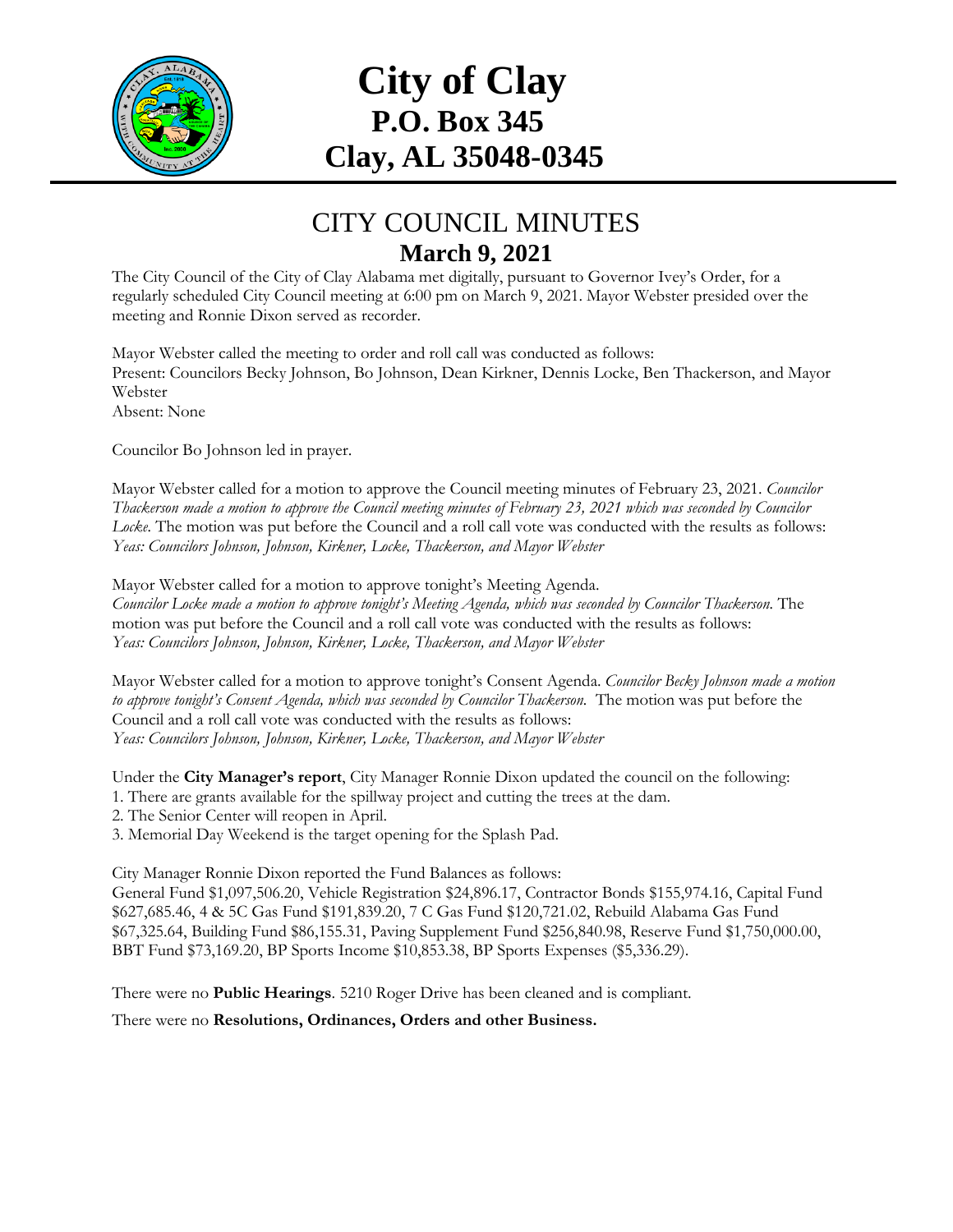# City of Clay

## P.O. Box 345

## Clay, AL 35048-0345

## CITY COUNCIL MINUTES

### March 9, 2021

The City Council of the City of Clay Alabama met digitally, pursuant to Governor Ivey's Order, for a regularly scheduled City Council meeting at 6:00 pm on March 9, 2021. Mayor Webster presided over the meeting and Ronnie Dixon served as recorder.

Mayor Webster called the meeting to order and roll call was conducted as follows:
Present: Councilors Becky Johnson, Bo Johnson, Dean Kirkner, Dennis Locke, Ben Thackerson, and Mayor Webster
Absent: None

Councilor Bo Johnson led in prayer.

Mayor Webster called for a motion to approve the Council meeting minutes of February 23, 2021. *Councilor Thackerson made a motion to approve the Council meeting minutes of February 23, 2021 which was seconded by Councilor Locke.* The motion was put before the Council and a roll call vote was conducted with the results as follows:
*Yeas: Councilors Johnson, Johnson, Kirkner, Locke, Thackerson, and Mayor Webster*

Mayor Webster called for a motion to approve tonight's Meeting Agenda.
*Councilor Locke made a motion to approve tonight's Meeting Agenda, which was seconded by Councilor Thackerson.* The motion was put before the Council and a roll call vote was conducted with the results as follows:
*Yeas: Councilors Johnson, Johnson, Kirkner, Locke, Thackerson, and Mayor Webster*

Mayor Webster called for a motion to approve tonight's Consent Agenda. *Councilor Becky Johnson made a motion to approve tonight's Consent Agenda, which was seconded by Councilor Thackerson.* The motion was put before the Council and a roll call vote was conducted with the results as follows:
*Yeas: Councilors Johnson, Johnson, Kirkner, Locke, Thackerson, and Mayor Webster*

Under the **City Manager's report**, City Manager Ronnie Dixon updated the council on the following:
1. There are grants available for the spillway project and cutting the trees at the dam.
2. The Senior Center will reopen in April.
3. Memorial Day Weekend is the target opening for the Splash Pad.

City Manager Ronnie Dixon reported the Fund Balances as follows:
General Fund $1,097,506.20, Vehicle Registration $24,896.17, Contractor Bonds $155,974.16, Capital Fund $627,685.46, 4 & 5C Gas Fund $191,839.20, 7 C Gas Fund $120,721.02, Rebuild Alabama Gas Fund $67,325.64, Building Fund $86,155.31, Paving Supplement Fund $256,840.98, Reserve Fund $1,750,000.00, BBT Fund $73,169.20, BP Sports Income $10,853.38, BP Sports Expenses ($5,336.29).

There were no **Public Hearings**. 5210 Roger Drive has been cleaned and is compliant.

There were no **Resolutions, Ordinances, Orders and other Business.**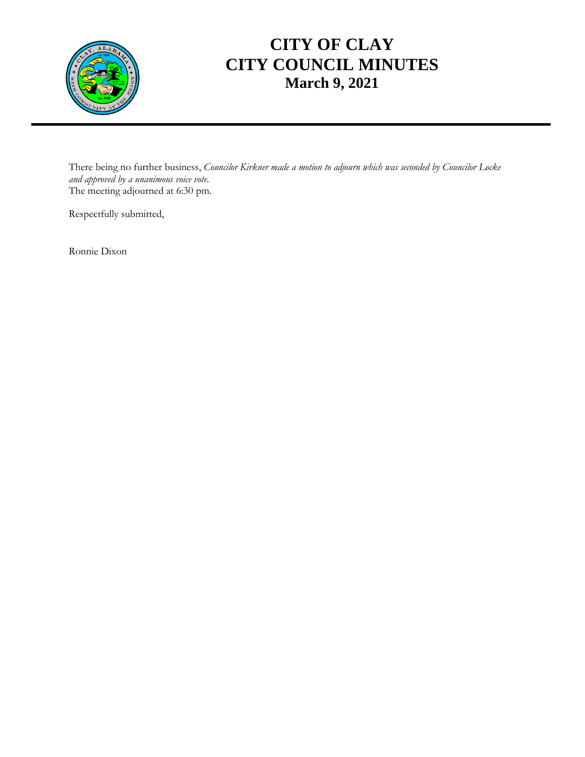# CITY OF CLAY
# CITY COUNCIL MINUTES
## March 9, 2021

There being no further business, *Councilor Kirkner made a motion to adjourn which was seconded by Councilor Locke and approved by a unanimous voice vote.*
The meeting adjourned at 6:30 pm.

Respectfully submitted,

Ronnie Dixon